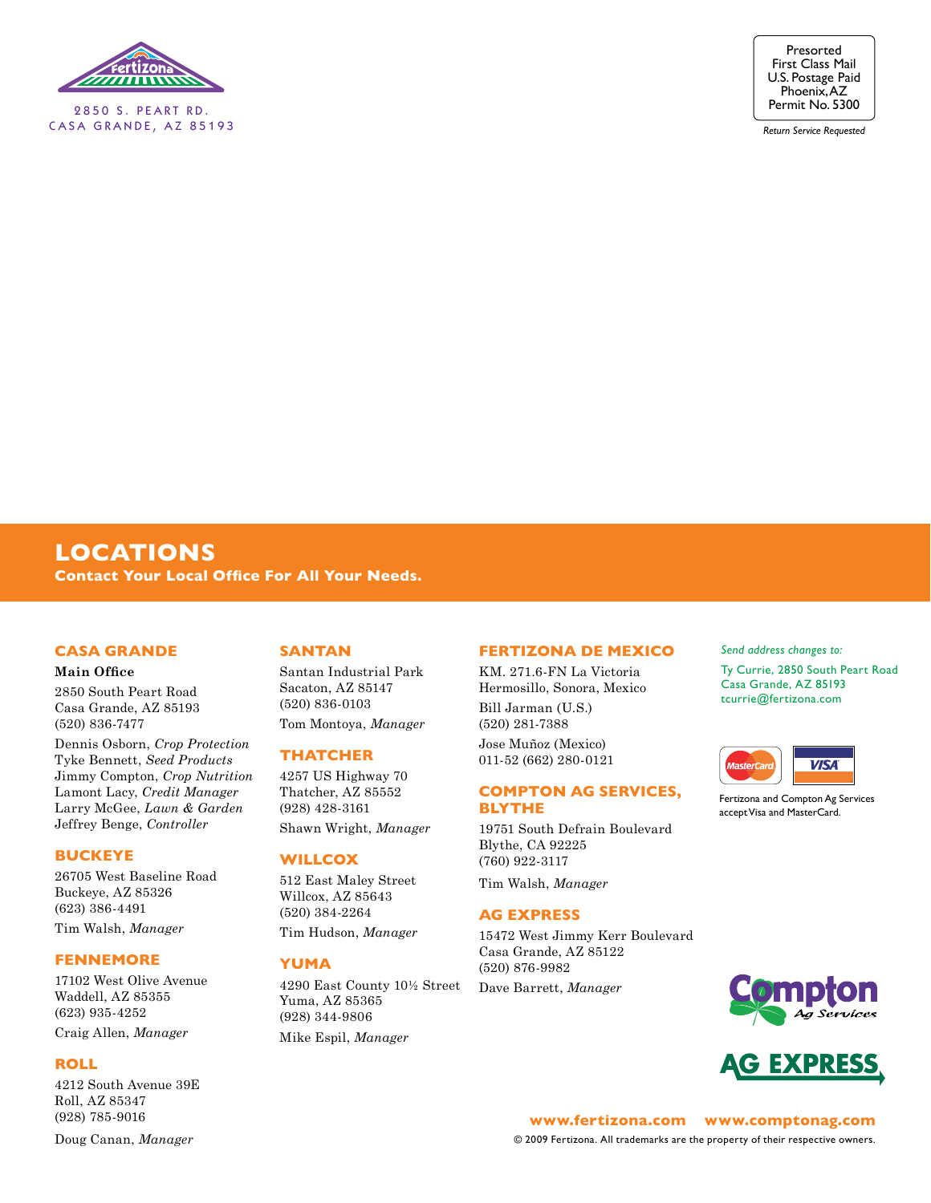Fertizona

2850 S. PEART RD.
CASA GRANDE, AZ 85193

Presorted
First Class Mail
U.S. Postage Paid
Phoenix, AZ
Permit No. 5300

*Return Service Requested*

# LOCATIONS

**Contact Your Local Office For All Your Needs.**

## CASA GRANDE

**Main Office**

2850 South Peart Road
Casa Grande, AZ 85193
(520) 836-7477

Dennis Osborn, *Crop Protection*
Tyke Bennett, *Seed Products*
Jimmy Compton, *Crop Nutrition*
Lamont Lacy, *Credit Manager*
Larry McGee, *Lawn & Garden*
Jeffrey Benge, *Controller*

## BUCKEYE

26705 West Baseline Road
Buckeye, AZ 85326
(623) 386-4491

Tim Walsh, *Manager*

## FENNEMORE

17102 West Olive Avenue
Waddell, AZ 85355
(623) 935-4252

Craig Allen, *Manager*

## ROLL

4212 South Avenue 39E
Roll, AZ 85347
(928) 785-9016

Doug Canan, *Manager*

## SANTAN

Santan Industrial Park
Sacaton, AZ 85147
(520) 836-0103

Tom Montoya, *Manager*

## THATCHER

4257 US Highway 70
Thatcher, AZ 85552
(928) 428-3161

Shawn Wright, *Manager*

## WILLCOX

512 East Maley Street
Willcox, AZ 85643
(520) 384-2264

Tim Hudson, *Manager*

## YUMA

4290 East County 10½ Street
Yuma, AZ 85365
(928) 344-9806

Mike Espil, *Manager*

## FERTIZONA DE MEXICO

KM. 271.6-FN La Victoria
Hermosillo, Sonora, Mexico

Bill Jarman (U.S.)
(520) 281-7388

Jose Muñoz (Mexico)
011-52 (662) 280-0121

## COMPTON AG SERVICES, BLYTHE

19751 South Defrain Boulevard
Blythe, CA 92225
(760) 922-3117

Tim Walsh, *Manager*

## AG EXPRESS

15472 West Jimmy Kerr Boulevard
Casa Grande, AZ 85122
(520) 876-9982

Dave Barrett, *Manager*

*Send address changes to:*

Ty Currie, 2850 South Peart Road
Casa Grande, AZ 85193
tcurrie@fertizona.com

Fertizona and Compton Ag Services accept Visa and MasterCard.

**www.fertizona.com    www.comptonag.com**

© 2009 Fertizona. All trademarks are the property of their respective owners.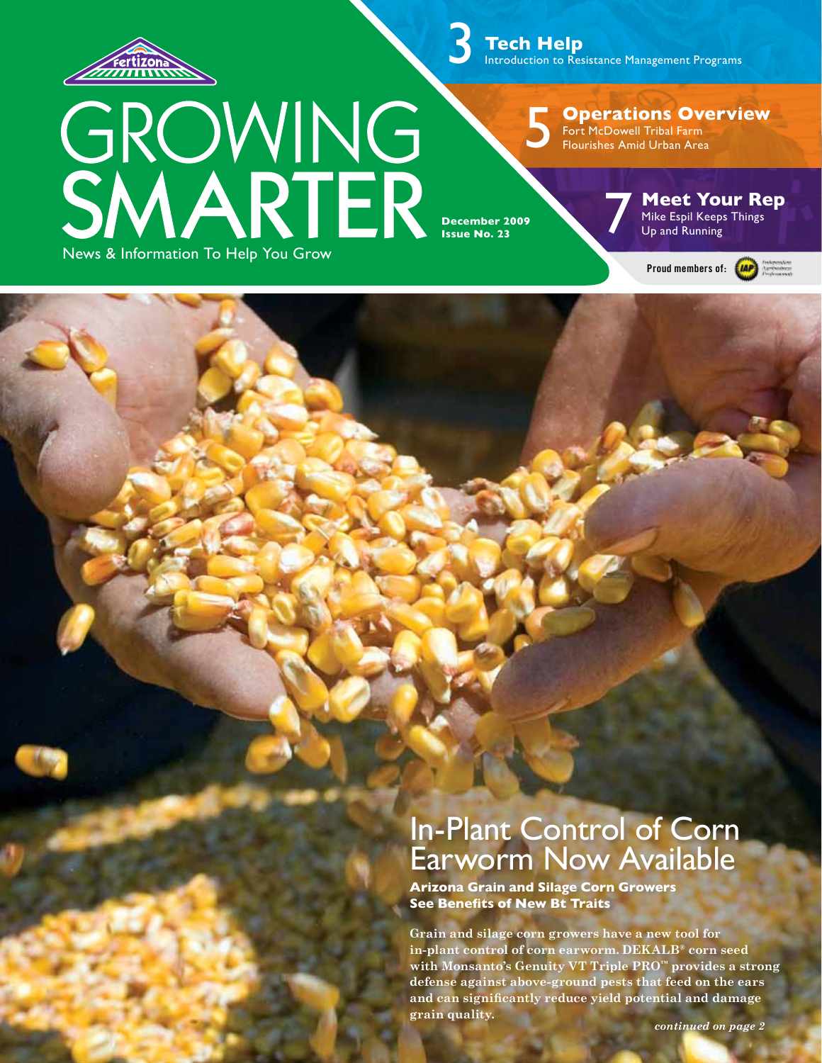# GROWING SMARTER

News & Information To Help You Grow

**December 2009**
**Issue No. 23**

**3 Tech Help**
Introduction to Resistance Management Programs

**5 Operations Overview**
Fort McDowell Tribal Farm Flourishes Amid Urban Area

**7 Meet Your Rep**
Mike Espil Keeps Things Up and Running

Proud members of:

## In-Plant Control of Corn Earworm Now Available

### Arizona Grain and Silage Corn Growers See Benefits of New Bt Traits

**Grain and silage corn growers have a new tool for in-plant control of corn earworm. DEKALB® corn seed with Monsanto's Genuity VT Triple PRO™ provides a strong defense against above-ground pests that feed on the ears and can significantly reduce yield potential and damage grain quality.**

*continued on page 2*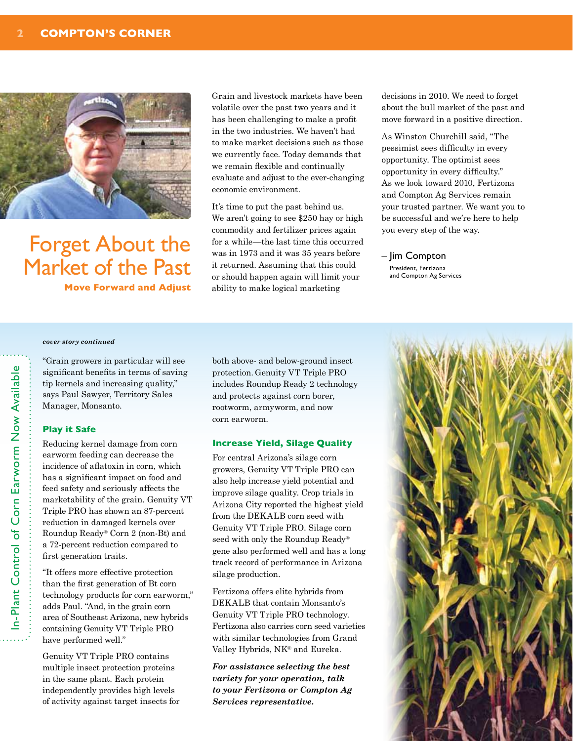# Forget About the Market of the Past

### Move Forward and Adjust

Grain and livestock markets have been volatile over the past two years and it has been challenging to make a profit in the two industries. We haven't had to make market decisions such as those we currently face. Today demands that we remain flexible and continually evaluate and adjust to the ever-changing economic environment.

It's time to put the past behind us. We aren't going to see $250 hay or high commodity and fertilizer prices again for a while—the last time this occurred was in 1973 and it was 35 years before it returned. Assuming that this could or should happen again will limit your ability to make logical marketing decisions in 2010. We need to forget about the bull market of the past and move forward in a positive direction.

As Winston Churchill said, "The pessimist sees difficulty in every opportunity. The optimist sees opportunity in every difficulty." As we look toward 2010, Fertizona and Compton Ag Services remain your trusted partner. We want you to be successful and we're here to help you every step of the way.

– Jim Compton
President, Fertizona and Compton Ag Services

## In-Plant Control of Corn Earworm Now Available

***cover story continued***

"Grain growers in particular will see significant benefits in terms of saving tip kernels and increasing quality," says Paul Sawyer, Territory Sales Manager, Monsanto.

### Play it Safe

Reducing kernel damage from corn earworm feeding can decrease the incidence of aflatoxin in corn, which has a significant impact on food and feed safety and seriously affects the marketability of the grain. Genuity VT Triple PRO has shown an 87-percent reduction in damaged kernels over Roundup Ready® Corn 2 (non-Bt) and a 72-percent reduction compared to first generation traits.

"It offers more effective protection than the first generation of Bt corn technology products for corn earworm," adds Paul. "And, in the grain corn area of Southeast Arizona, new hybrids containing Genuity VT Triple PRO have performed well."

Genuity VT Triple PRO contains multiple insect protection proteins in the same plant. Each protein independently provides high levels of activity against target insects for both above- and below-ground insect protection. Genuity VT Triple PRO includes Roundup Ready 2 technology and protects against corn borer, rootworm, armyworm, and now corn earworm.

### Increase Yield, Silage Quality

For central Arizona's silage corn growers, Genuity VT Triple PRO can also help increase yield potential and improve silage quality. Crop trials in Arizona City reported the highest yield from the DEKALB corn seed with Genuity VT Triple PRO. Silage corn seed with only the Roundup Ready® gene also performed well and has a long track record of performance in Arizona silage production.

Fertizona offers elite hybrids from DEKALB that contain Monsanto's Genuity VT Triple PRO technology. Fertizona also carries corn seed varieties with similar technologies from Grand Valley Hybrids, NK® and Eureka.

***For assistance selecting the best variety for your operation, talk to your Fertizona or Compton Ag Services representative.***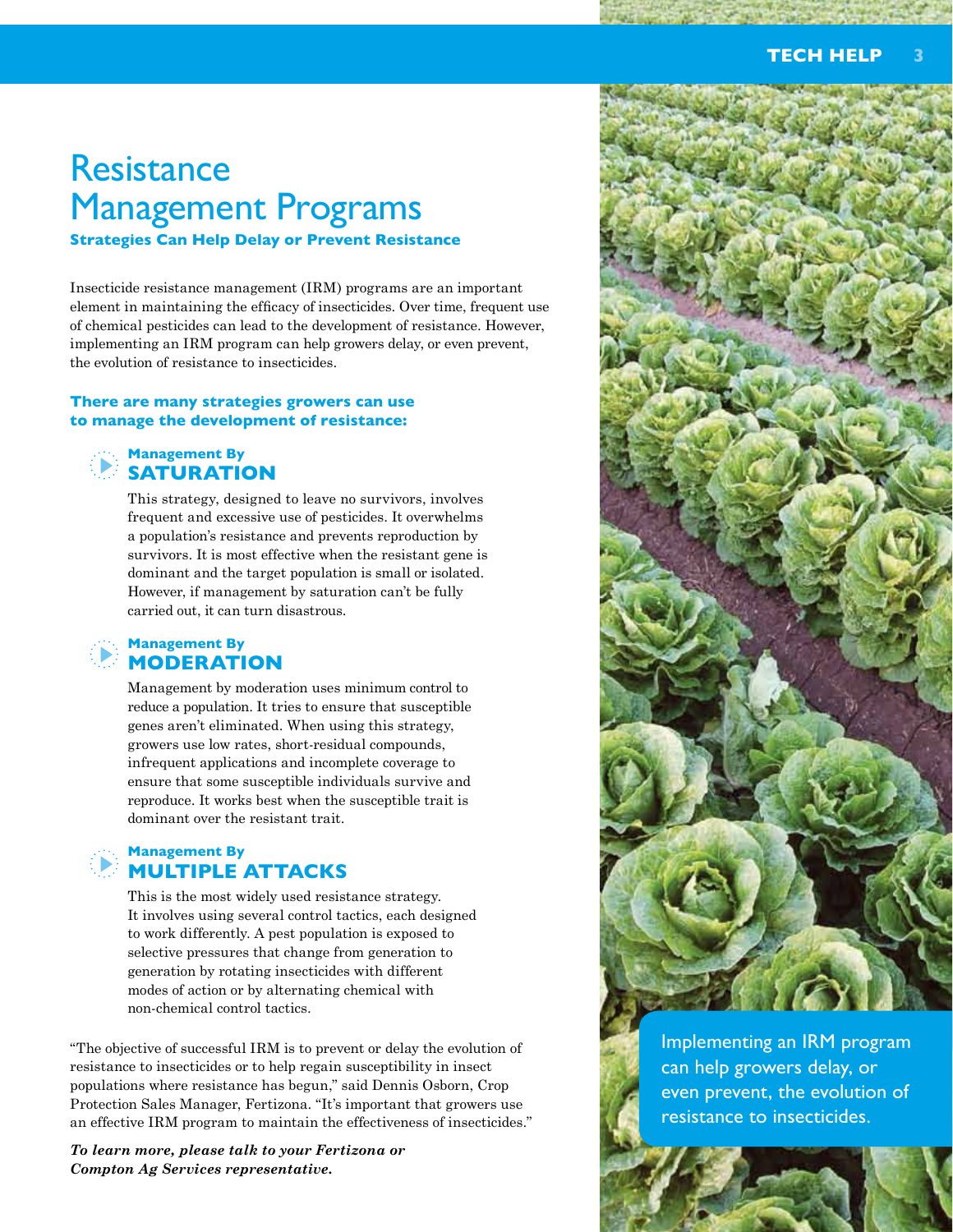# Resistance Management Programs

**Strategies Can Help Delay or Prevent Resistance**

Insecticide resistance management (IRM) programs are an important element in maintaining the efficacy of insecticides. Over time, frequent use of chemical pesticides can lead to the development of resistance. However, implementing an IRM program can help growers delay, or even prevent, the evolution of resistance to insecticides.

**There are many strategies growers can use to manage the development of resistance:**

## Management By SATURATION

This strategy, designed to leave no survivors, involves frequent and excessive use of pesticides. It overwhelms a population's resistance and prevents reproduction by survivors. It is most effective when the resistant gene is dominant and the target population is small or isolated. However, if management by saturation can't be fully carried out, it can turn disastrous.

## Management By MODERATION

Management by moderation uses minimum control to reduce a population. It tries to ensure that susceptible genes aren't eliminated. When using this strategy, growers use low rates, short-residual compounds, infrequent applications and incomplete coverage to ensure that some susceptible individuals survive and reproduce. It works best when the susceptible trait is dominant over the resistant trait.

## Management By MULTIPLE ATTACKS

This is the most widely used resistance strategy. It involves using several control tactics, each designed to work differently. A pest population is exposed to selective pressures that change from generation to generation by rotating insecticides with different modes of action or by alternating chemical with non-chemical control tactics.

"The objective of successful IRM is to prevent or delay the evolution of resistance to insecticides or to help regain susceptibility in insect populations where resistance has begun," said Dennis Osborn, Crop Protection Sales Manager, Fertizona. "It's important that growers use an effective IRM program to maintain the effectiveness of insecticides."

***To learn more, please talk to your Fertizona or Compton Ag Services representative.***

Implementing an IRM program can help growers delay, or even prevent, the evolution of resistance to insecticides.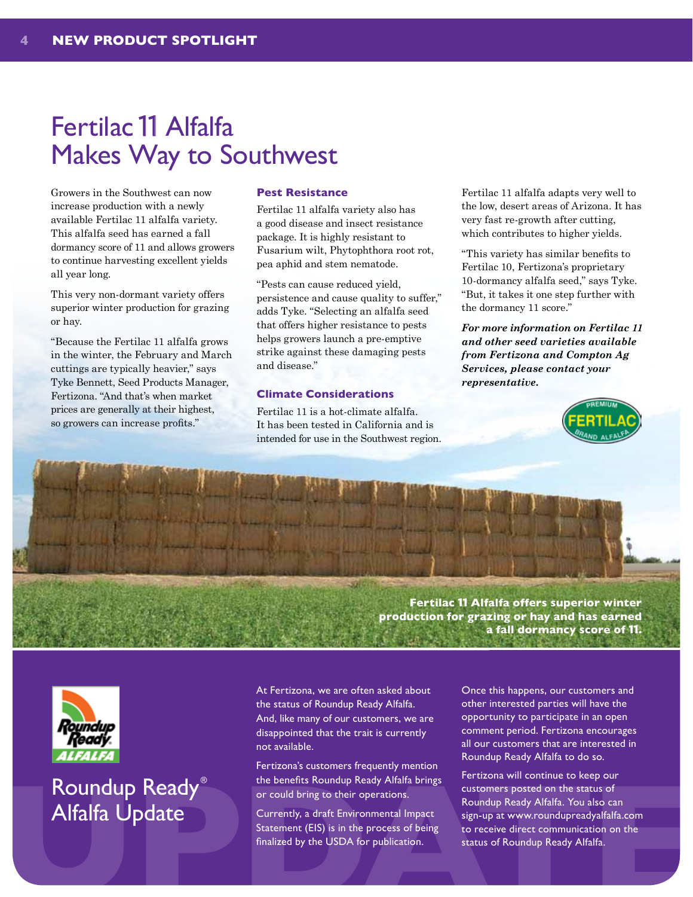# Fertilac 11 Alfalfa Makes Way to Southwest

Growers in the Southwest can now increase production with a newly available Fertilac 11 alfalfa variety. This alfalfa seed has earned a fall dormancy score of 11 and allows growers to continue harvesting excellent yields all year long.

This very non-dormant variety offers superior winter production for grazing or hay.

"Because the Fertilac 11 alfalfa grows in the winter, the February and March cuttings are typically heavier," says Tyke Bennett, Seed Products Manager, Fertizona. "And that's when market prices are generally at their highest, so growers can increase profits."

### Pest Resistance

Fertilac 11 alfalfa variety also has a good disease and insect resistance package. It is highly resistant to Fusarium wilt, Phytophthora root rot, pea aphid and stem nematode.

"Pests can cause reduced yield, persistence and cause quality to suffer," adds Tyke. "Selecting an alfalfa seed that offers higher resistance to pests helps growers launch a pre-emptive strike against these damaging pests and disease."

### Climate Considerations

Fertilac 11 is a hot-climate alfalfa. It has been tested in California and is intended for use in the Southwest region.

Fertilac 11 alfalfa adapts very well to the low, desert areas of Arizona. It has very fast re-growth after cutting, which contributes to higher yields.

"This variety has similar benefits to Fertilac 10, Fertizona's proprietary 10-dormancy alfalfa seed," says Tyke. "But, it takes it one step further with the dormancy 11 score."

***For more information on Fertilac 11 and other seed varieties available from Fertizona and Compton Ag Services, please contact your representative.***

PREMIUM FERTILAC BRAND ALFALFA

**Fertilac 11 Alfalfa offers superior winter production for grazing or hay and has earned a fall dormancy score of 11.**

## Roundup Ready® Alfalfa Update

At Fertizona, we are often asked about the status of Roundup Ready Alfalfa. And, like many of our customers, we are disappointed that the trait is currently not available.

Fertizona's customers frequently mention the benefits Roundup Ready Alfalfa brings or could bring to their operations.

Currently, a draft Environmental Impact Statement (EIS) is in the process of being finalized by the USDA for publication.

Once this happens, our customers and other interested parties will have the opportunity to participate in an open comment period. Fertizona encourages all our customers that are interested in Roundup Ready Alfalfa to do so.

Fertizona will continue to keep our customers posted on the status of Roundup Ready Alfalfa. You also can sign-up at www.roundupreadyalfalfa.com to receive direct communication on the status of Roundup Ready Alfalfa.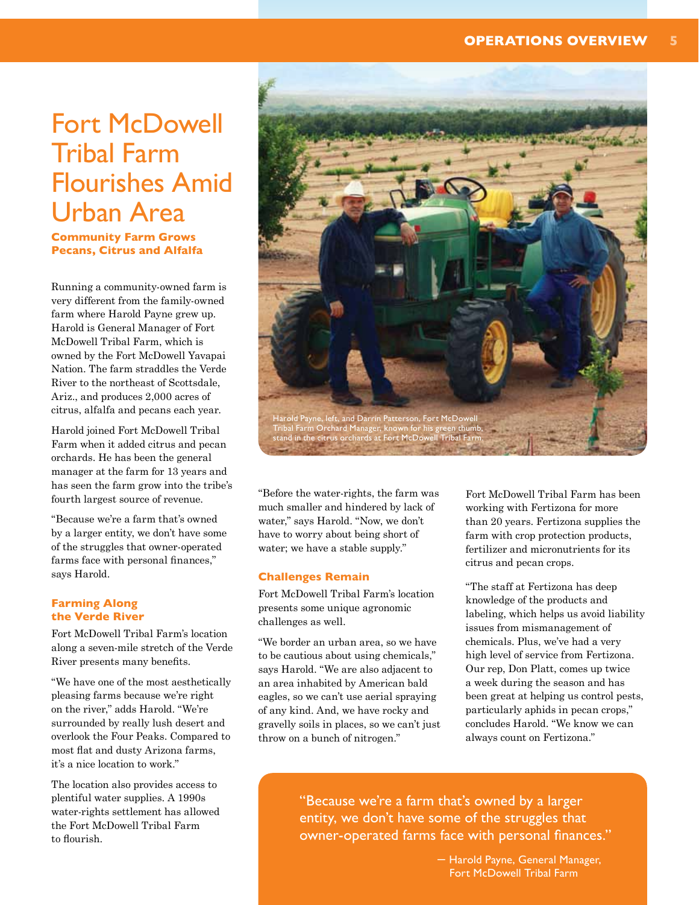# Fort McDowell Tribal Farm Flourishes Amid Urban Area

**Community Farm Grows Pecans, Citrus and Alfalfa**

Running a community-owned farm is very different from the family-owned farm where Harold Payne grew up. Harold is General Manager of Fort McDowell Tribal Farm, which is owned by the Fort McDowell Yavapai Nation. The farm straddles the Verde River to the northeast of Scottsdale, Ariz., and produces 2,000 acres of citrus, alfalfa and pecans each year.

Harold joined Fort McDowell Tribal Farm when it added citrus and pecan orchards. He has been the general manager at the farm for 13 years and has seen the farm grow into the tribe's fourth largest source of revenue.

"Because we're a farm that's owned by a larger entity, we don't have some of the struggles that owner-operated farms face with personal finances," says Harold.

### Farming Along the Verde River

Fort McDowell Tribal Farm's location along a seven-mile stretch of the Verde River presents many benefits.

"We have one of the most aesthetically pleasing farms because we're right on the river," adds Harold. "We're surrounded by really lush desert and overlook the Four Peaks. Compared to most flat and dusty Arizona farms, it's a nice location to work."

The location also provides access to plentiful water supplies. A 1990s water-rights settlement has allowed the Fort McDowell Tribal Farm to flourish.

Harold Payne, left, and Darrin Patterson, Fort McDowell Tribal Farm Orchard Manager, known for his green thumb, stand in the citrus orchards at Fort McDowell Tribal Farm.

"Before the water-rights, the farm was much smaller and hindered by lack of water," says Harold. "Now, we don't have to worry about being short of water; we have a stable supply."

### Challenges Remain

Fort McDowell Tribal Farm's location presents some unique agronomic challenges as well.

"We border an urban area, so we have to be cautious about using chemicals," says Harold. "We are also adjacent to an area inhabited by American bald eagles, so we can't use aerial spraying of any kind. And, we have rocky and gravelly soils in places, so we can't just throw on a bunch of nitrogen."

Fort McDowell Tribal Farm has been working with Fertizona for more than 20 years. Fertizona supplies the farm with crop protection products, fertilizer and micronutrients for its citrus and pecan crops.

"The staff at Fertizona has deep knowledge of the products and labeling, which helps us avoid liability issues from mismanagement of chemicals. Plus, we've had a very high level of service from Fertizona. Our rep, Don Platt, comes up twice a week during the season and has been great at helping us control pests, particularly aphids in pecan crops," concludes Harold. "We know we can always count on Fertizona."

> "Because we're a farm that's owned by a larger entity, we don't have some of the struggles that owner-operated farms face with personal finances."
>
> — Harold Payne, General Manager, Fort McDowell Tribal Farm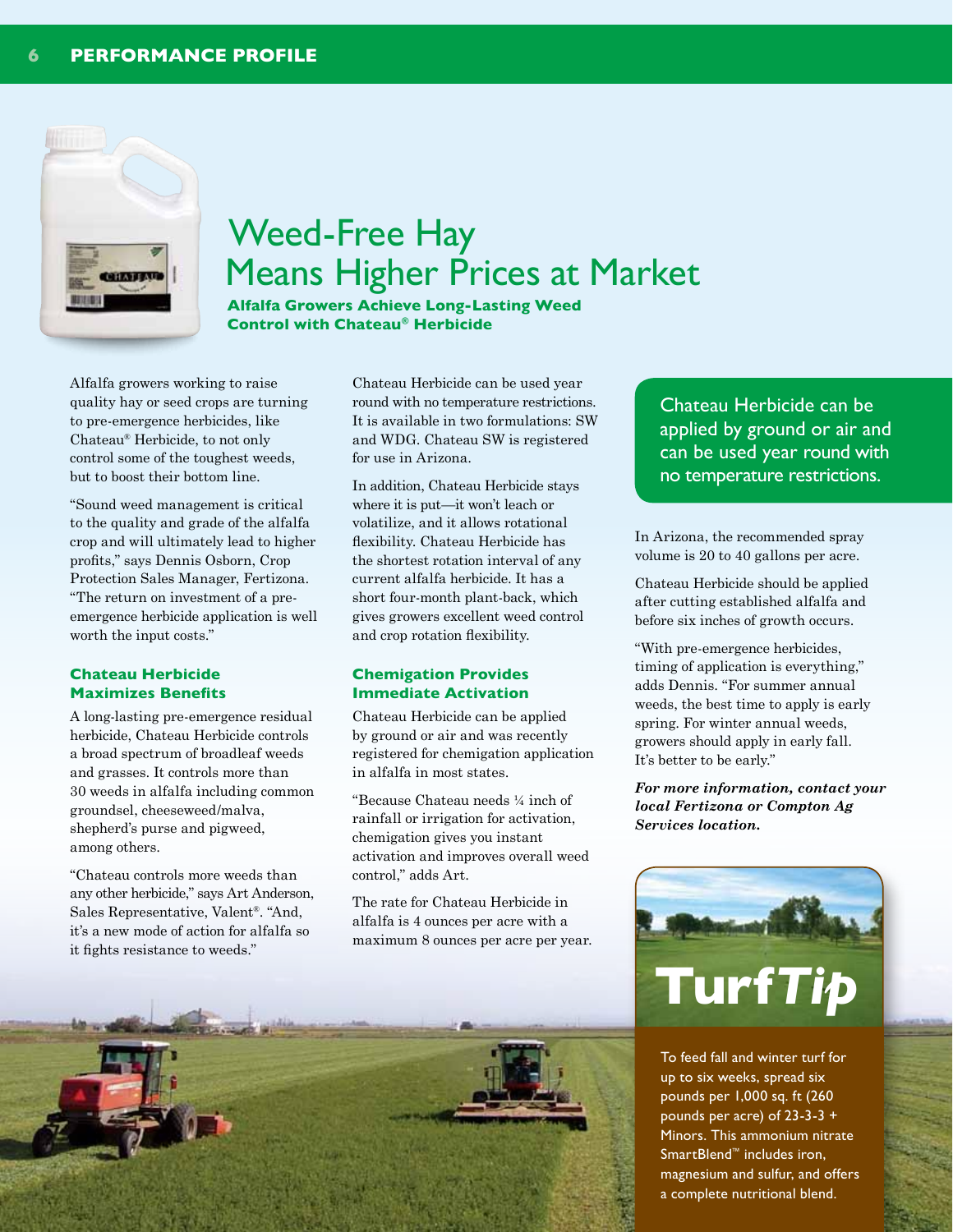# Weed-Free Hay Means Higher Prices at Market

**Alfalfa Growers Achieve Long-Lasting Weed Control with Chateau® Herbicide**

Alfalfa growers working to raise quality hay or seed crops are turning to pre-emergence herbicides, like Chateau® Herbicide, to not only control some of the toughest weeds, but to boost their bottom line.

"Sound weed management is critical to the quality and grade of the alfalfa crop and will ultimately lead to higher profits," says Dennis Osborn, Crop Protection Sales Manager, Fertizona. "The return on investment of a pre-emergence herbicide application is well worth the input costs."

## Chateau Herbicide Maximizes Benefits

A long-lasting pre-emergence residual herbicide, Chateau Herbicide controls a broad spectrum of broadleaf weeds and grasses. It controls more than 30 weeds in alfalfa including common groundsel, cheeseweed/malva, shepherd's purse and pigweed, among others.

"Chateau controls more weeds than any other herbicide," says Art Anderson, Sales Representative, Valent®. "And, it's a new mode of action for alfalfa so it fights resistance to weeds."

Chateau Herbicide can be used year round with no temperature restrictions. It is available in two formulations: SW and WDG. Chateau SW is registered for use in Arizona.

In addition, Chateau Herbicide stays where it is put—it won't leach or volatilize, and it allows rotational flexibility. Chateau Herbicide has the shortest rotation interval of any current alfalfa herbicide. It has a short four-month plant-back, which gives growers excellent weed control and crop rotation flexibility.

## Chemigation Provides Immediate Activation

Chateau Herbicide can be applied by ground or air and was recently registered for chemigation application in alfalfa in most states.

"Because Chateau needs ¼ inch of rainfall or irrigation for activation, chemigation gives you instant activation and improves overall weed control," adds Art.

The rate for Chateau Herbicide in alfalfa is 4 ounces per acre with a maximum 8 ounces per acre per year.

> Chateau Herbicide can be applied by ground or air and can be used year round with no temperature restrictions.

In Arizona, the recommended spray volume is 20 to 40 gallons per acre.

Chateau Herbicide should be applied after cutting established alfalfa and before six inches of growth occurs.

"With pre-emergence herbicides, timing of application is everything," adds Dennis. "For summer annual weeds, the best time to apply is early spring. For winter annual weeds, growers should apply in early fall. It's better to be early."

***For more information, contact your local Fertizona or Compton Ag Services location.***

## Turf*Tip*

To feed fall and winter turf for up to six weeks, spread six pounds per 1,000 sq. ft (260 pounds per acre) of 23-3-3 + Minors. This ammonium nitrate SmartBlend™ includes iron, magnesium and sulfur, and offers a complete nutritional blend.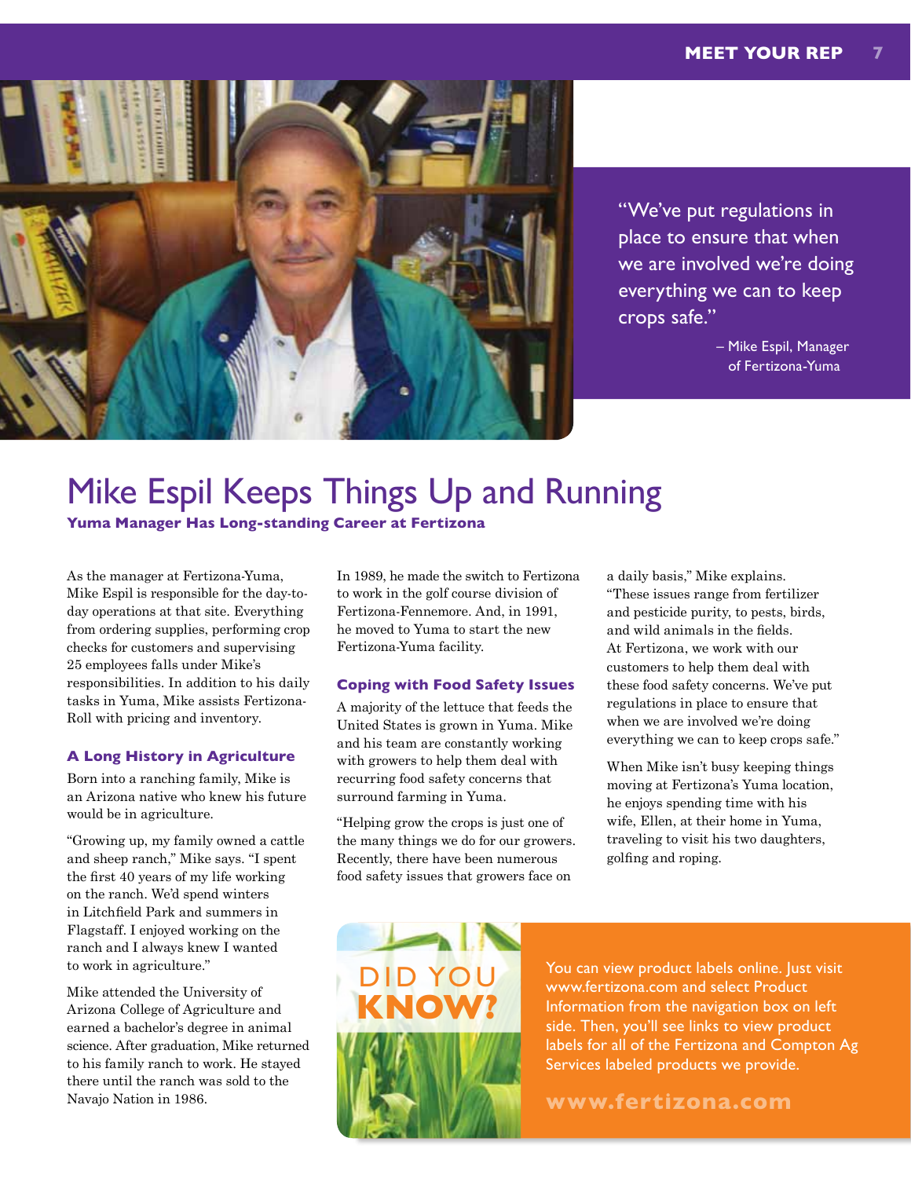"We've put regulations in place to ensure that when we are involved we're doing everything we can to keep crops safe."

– Mike Espil, Manager of Fertizona-Yuma

# Mike Espil Keeps Things Up and Running

**Yuma Manager Has Long-standing Career at Fertizona**

As the manager at Fertizona-Yuma, Mike Espil is responsible for the day-to-day operations at that site. Everything from ordering supplies, performing crop checks for customers and supervising 25 employees falls under Mike's responsibilities. In addition to his daily tasks in Yuma, Mike assists Fertizona-Roll with pricing and inventory.

### A Long History in Agriculture

Born into a ranching family, Mike is an Arizona native who knew his future would be in agriculture.

"Growing up, my family owned a cattle and sheep ranch," Mike says. "I spent the first 40 years of my life working on the ranch. We'd spend winters in Litchfield Park and summers in Flagstaff. I enjoyed working on the ranch and I always knew I wanted to work in agriculture."

Mike attended the University of Arizona College of Agriculture and earned a bachelor's degree in animal science. After graduation, Mike returned to his family ranch to work. He stayed there until the ranch was sold to the Navajo Nation in 1986.

In 1989, he made the switch to Fertizona to work in the golf course division of Fertizona-Fennemore. And, in 1991, he moved to Yuma to start the new Fertizona-Yuma facility.

### Coping with Food Safety Issues

A majority of the lettuce that feeds the United States is grown in Yuma. Mike and his team are constantly working with growers to help them deal with recurring food safety concerns that surround farming in Yuma.

"Helping grow the crops is just one of the many things we do for our growers. Recently, there have been numerous food safety issues that growers face on a daily basis," Mike explains. "These issues range from fertilizer and pesticide purity, to pests, birds, and wild animals in the fields. At Fertizona, we work with our customers to help them deal with these food safety concerns. We've put regulations in place to ensure that when we are involved we're doing everything we can to keep crops safe."

When Mike isn't busy keeping things moving at Fertizona's Yuma location, he enjoys spending time with his wife, Ellen, at their home in Yuma, traveling to visit his two daughters, golfing and roping.

## DID YOU KNOW?

You can view product labels online. Just visit www.fertizona.com and select Product Information from the navigation box on left side. Then, you'll see links to view product labels for all of the Fertizona and Compton Ag Services labeled products we provide.

**www.fertizona.com**